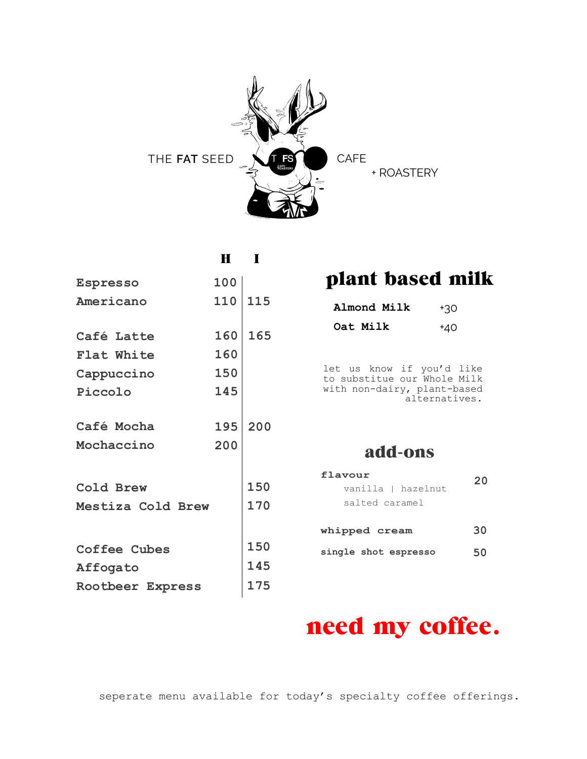# THE **FAT** SEED CAFE + ROASTERY

| | H | I |
|---|---|---|
| **Espresso** | 100 | |
| **Americano** | 110 | 115 |
| **Café Latte** | 160 | 165 |
| **Flat White** | 160 | |
| **Cappuccino** | 150 | |
| **Piccolo** | 145 | |
| **Café Mocha** | 195 | 200 |
| **Mochaccino** | 200 | |
| **Cold Brew** | | 150 |
| **Mestiza Cold Brew** | | 170 |
| **Coffee Cubes** | | 150 |
| **Affogato** | | 145 |
| **Rootbeer Express** | | 175 |

## plant based milk

| | |
|---|---|
| **Almond Milk** | +30 |
| **Oat Milk** | +40 |

let us know if you'd like to substitue our Whole Milk with non-dairy, plant-based alternatives.

## add-ons

| | |
|---|---|
| **flavour** <br> vanilla \| hazelnut <br> salted caramel | 20 |
| **whipped cream** | 30 |
| **single shot espresso** | 50 |

# need my coffee.

seperate menu available for today's specialty coffee offerings.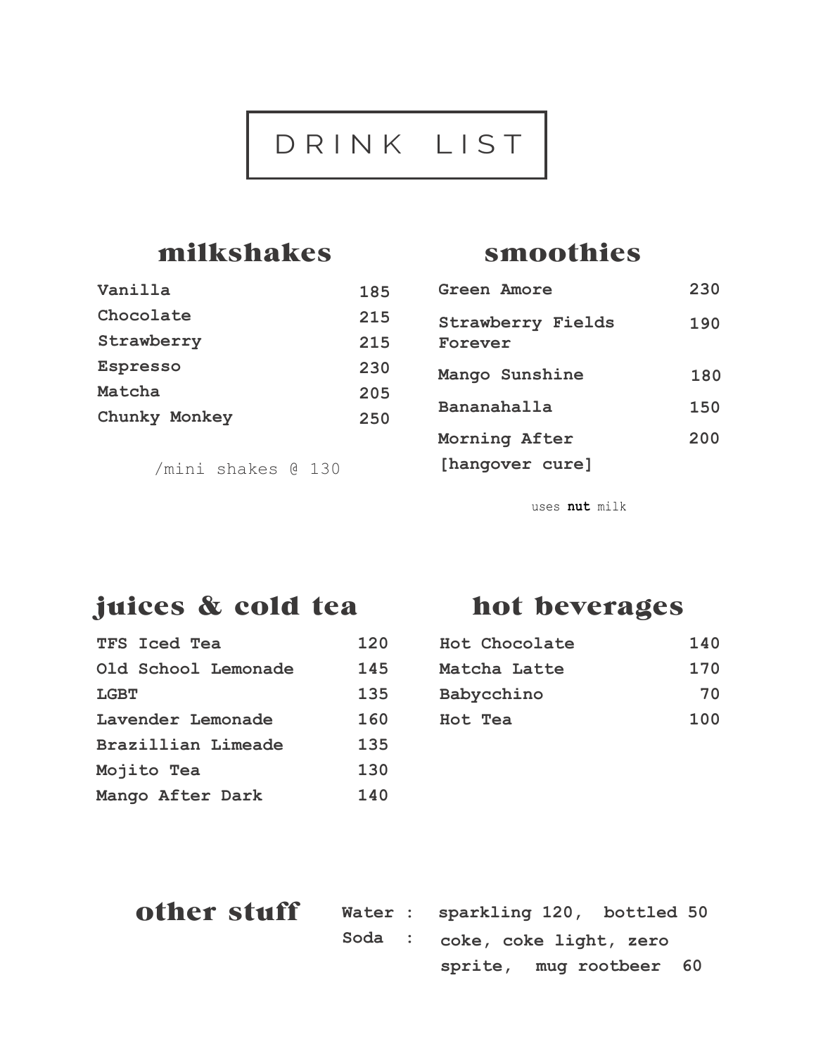# DRINK LIST

## milkshakes

| | |
|---|---|
| Vanilla | 185 |
| Chocolate | 215 |
| Strawberry | 215 |
| Espresso | 230 |
| Matcha | 205 |
| Chunky Monkey | 250 |

/mini shakes @ 130

## smoothies

| | |
|---|---|
| Green Amore | 230 |
| Strawberry Fields Forever | 190 |
| Mango Sunshine | 180 |
| Bananahalla | 150 |
| Morning After [hangover cure] | 200 |

uses **nut** milk

## juices & cold tea

| | |
|---|---|
| TFS Iced Tea | 120 |
| Old School Lemonade | 145 |
| LGBT | 135 |
| Lavender Lemonade | 160 |
| Brazillian Limeade | 135 |
| Mojito Tea | 130 |
| Mango After Dark | 140 |

## hot beverages

| | |
|---|---|
| Hot Chocolate | 140 |
| Matcha Latte | 170 |
| Babycchino | 70 |
| Hot Tea | 100 |

## other stuff

**Water :** sparkling 120, bottled 50

**Soda :** coke, coke light, zero sprite, mug rootbeer 60